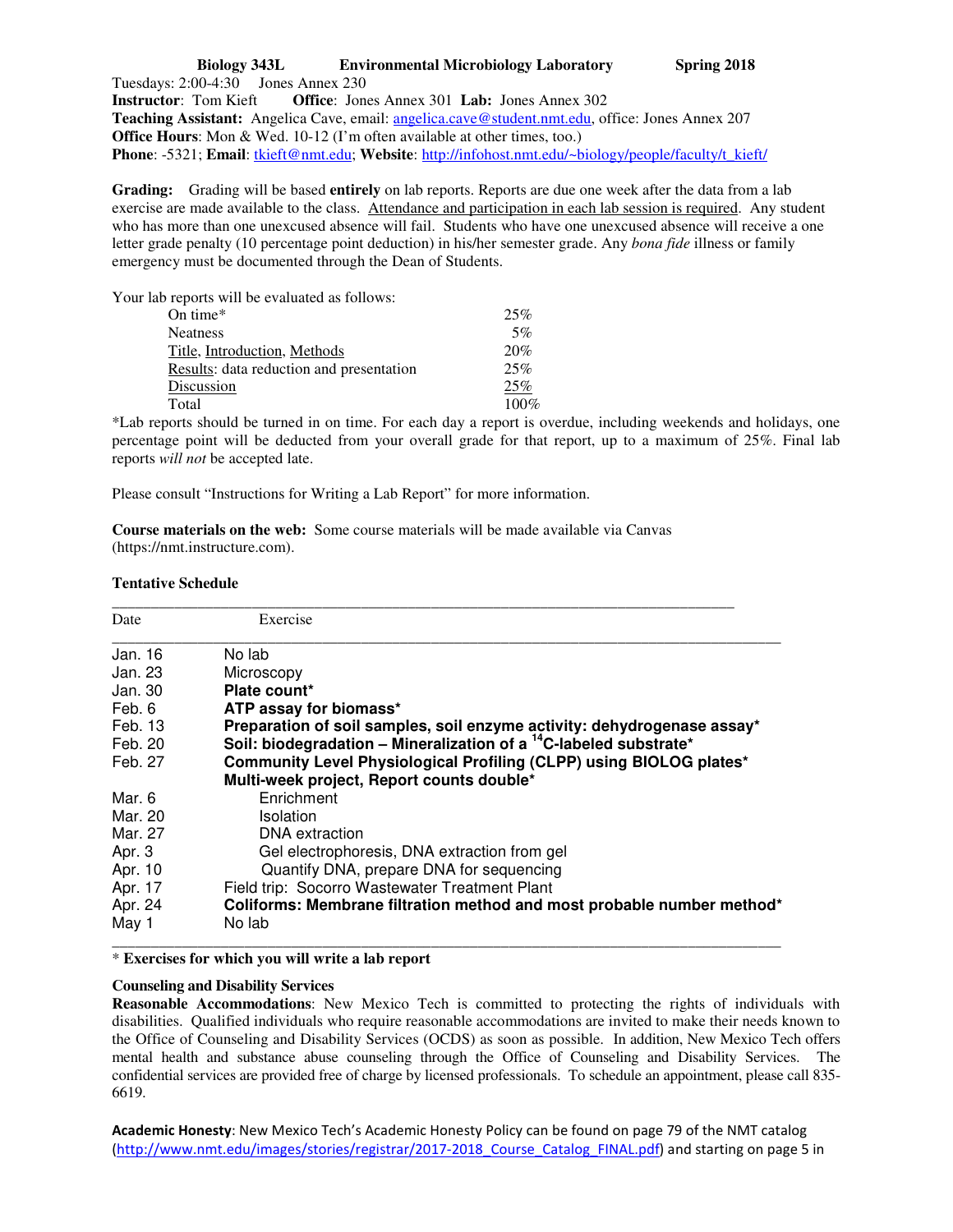**Biology 343L          Environmental Microbiology Laboratory          Spring 2018**

Tuesdays: 2:00-4:30   Jones Annex 230
**Instructor**: Tom Kieft   **Office**: Jones Annex 301  **Lab:** Jones Annex 302
**Teaching Assistant:** Angelica Cave, email: angelica.cave@student.nmt.edu, office: Jones Annex 207
**Office Hours**: Mon & Wed. 10-12 (I'm often available at other times, too.)
**Phone**: -5321; **Email**: tkieft@nmt.edu; **Website**: http://infohost.nmt.edu/~biology/people/faculty/t_kieft/

**Grading:** Grading will be based **entirely** on lab reports. Reports are due one week after the data from a lab exercise are made available to the class. Attendance and participation in each lab session is required. Any student who has more than one unexcused absence will fail. Students who have one unexcused absence will receive a one letter grade penalty (10 percentage point deduction) in his/her semester grade. Any *bona fide* illness or family emergency must be documented through the Dean of Students.

Your lab reports will be evaluated as follows:

| | |
|---|---|
| On time* | 25% |
| Neatness | 5% |
| Title, Introduction, Methods | 20% |
| Results: data reduction and presentation | 25% |
| Discussion | 25% |
| Total | 100% |

*Lab reports should be turned in on time. For each day a report is overdue, including weekends and holidays, one percentage point will be deducted from your overall grade for that report, up to a maximum of 25%. Final lab reports *will not* be accepted late.

Please consult "Instructions for Writing a Lab Report" for more information.

**Course materials on the web:** Some course materials will be made available via Canvas (https://nmt.instructure.com).

**Tentative Schedule**

| Date | Exercise |
|---|---|
| Jan. 16 | No lab |
| Jan. 23 | Microscopy |
| Jan. 30 | **Plate count*** |
| Feb. 6 | **ATP assay for biomass*** |
| Feb. 13 | **Preparation of soil samples, soil enzyme activity: dehydrogenase assay*** |
| Feb. 20 | **Soil: biodegradation – Mineralization of a $^{14}$C-labeled substrate*** |
| Feb. 27 | **Community Level Physiological Profiling (CLPP) using BIOLOG plates*** |
| | **Multi-week project, Report counts double*** |
| Mar. 6 | Enrichment |
| Mar. 20 | Isolation |
| Mar. 27 | DNA extraction |
| Apr. 3 | Gel electrophoresis, DNA extraction from gel |
| Apr. 10 | Quantify DNA, prepare DNA for sequencing |
| Apr. 17 | Field trip: Socorro Wastewater Treatment Plant |
| Apr. 24 | **Coliforms: Membrane filtration method and most probable number method*** |
| May 1 | No lab |

\* **Exercises for which you will write a lab report**

**Counseling and Disability Services**

**Reasonable Accommodations**: New Mexico Tech is committed to protecting the rights of individuals with disabilities. Qualified individuals who require reasonable accommodations are invited to make their needs known to the Office of Counseling and Disability Services (OCDS) as soon as possible. In addition, New Mexico Tech offers mental health and substance abuse counseling through the Office of Counseling and Disability Services. The confidential services are provided free of charge by licensed professionals. To schedule an appointment, please call 835-6619.

**Academic Honesty**: New Mexico Tech's Academic Honesty Policy can be found on page 79 of the NMT catalog (http://www.nmt.edu/images/stories/registrar/2017-2018_Course_Catalog_FINAL.pdf) and starting on page 5 in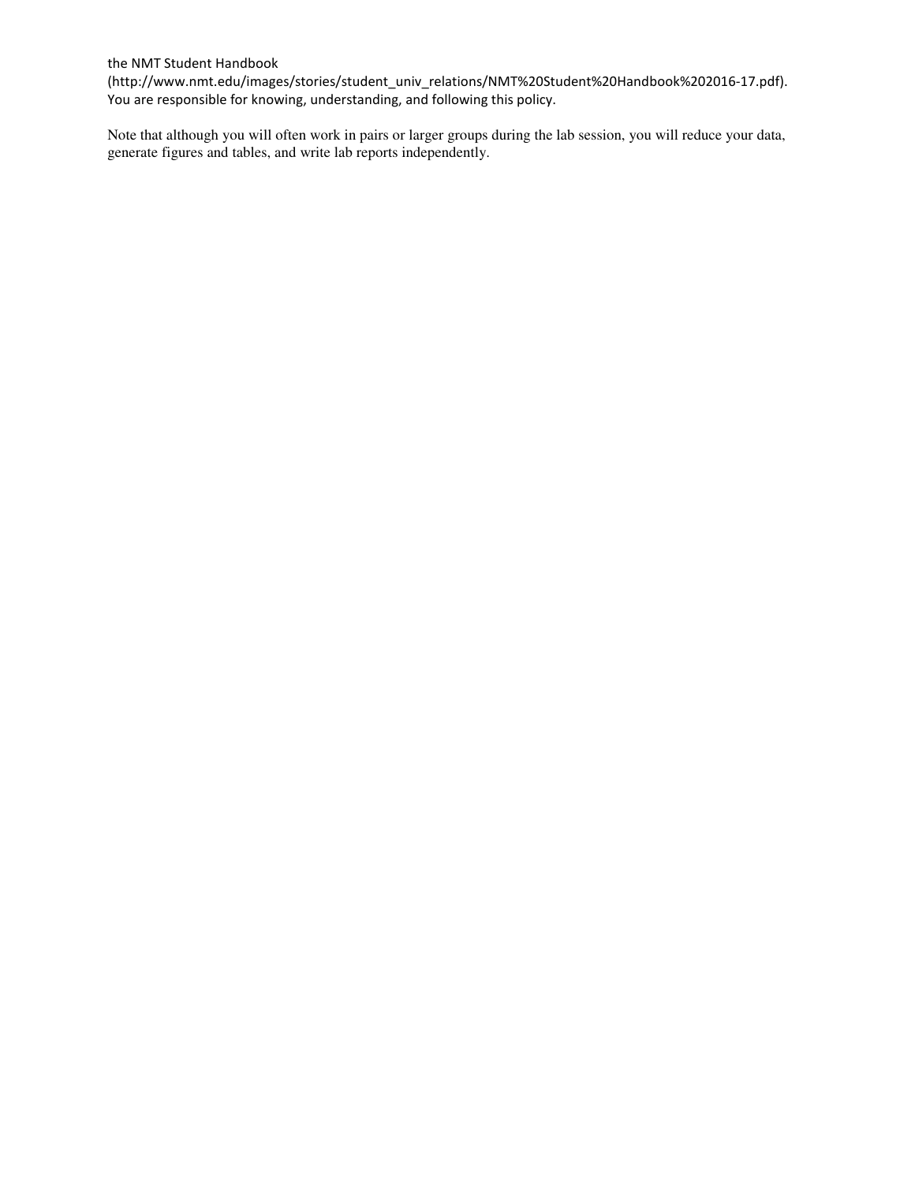the NMT Student Handbook (http://www.nmt.edu/images/stories/student_univ_relations/NMT%20Student%20Handbook%202016-17.pdf). You are responsible for knowing, understanding, and following this policy.

Note that although you will often work in pairs or larger groups during the lab session, you will reduce your data, generate figures and tables, and write lab reports independently.